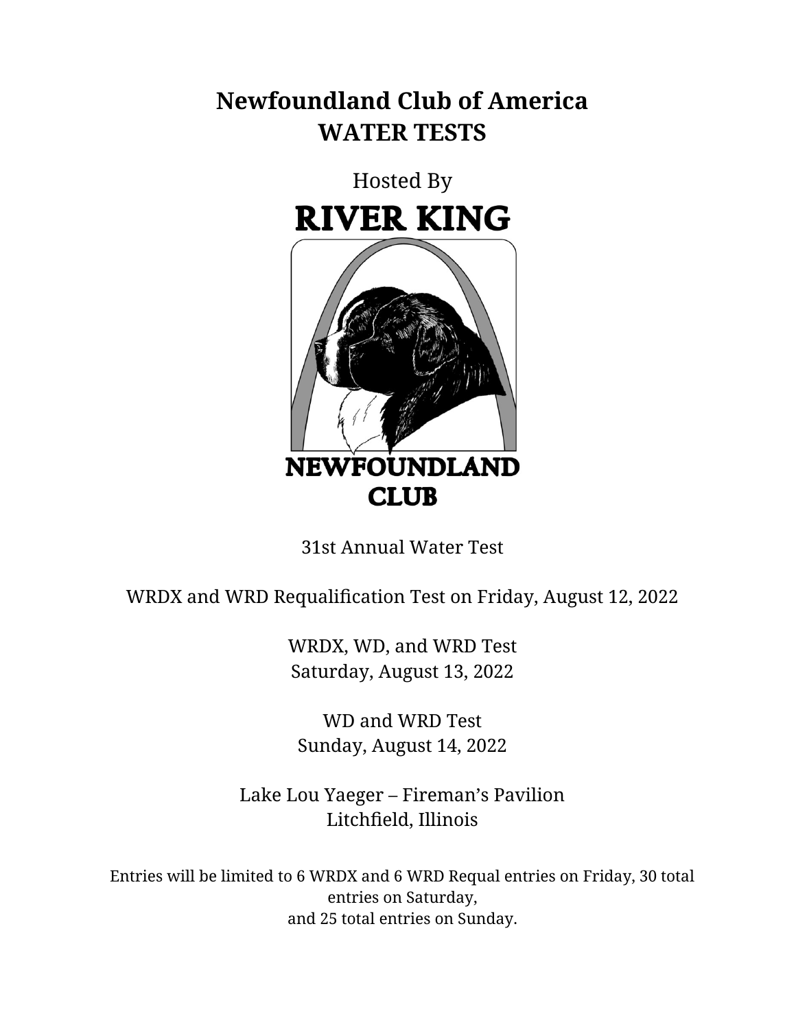# Newfoundland Club of America
# WATER TESTS

Hosted By

**RIVER KING**

**NEWFOUNDLAND CLUB**

31st Annual Water Test

WRDX and WRD Requalification Test on Friday, August 12, 2022

WRDX, WD, and WRD Test
Saturday, August 13, 2022

WD and WRD Test
Sunday, August 14, 2022

Lake Lou Yaeger – Fireman's Pavilion
Litchfield, Illinois

Entries will be limited to 6 WRDX and 6 WRD Requal entries on Friday, 30 total entries on Saturday,
and 25 total entries on Sunday.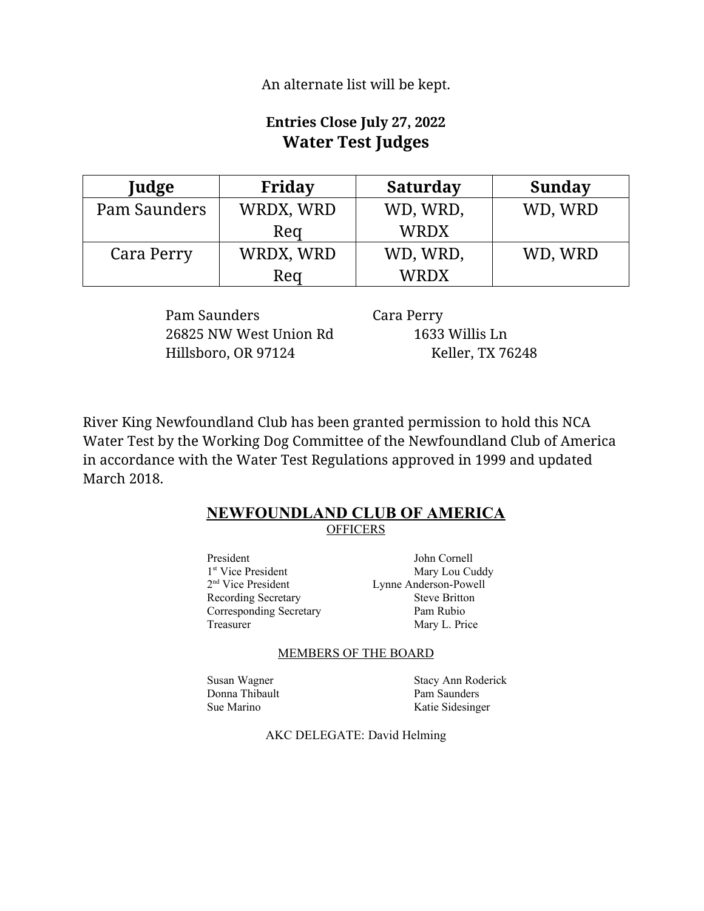An alternate list will be kept.

**Entries Close July 27, 2022**

## Water Test Judges

| Judge | Friday | Saturday | Sunday |
|---|---|---|---|
| Pam Saunders | WRDX, WRD Req | WD, WRD, WRDX | WD, WRD |
| Cara Perry | WRDX, WRD Req | WD, WRD, WRDX | WD, WRD |

Pam Saunders
26825 NW West Union Rd
Hillsboro, OR 97124

Cara Perry
1633 Willis Ln
Keller, TX 76248

River King Newfoundland Club has been granted permission to hold this NCA Water Test by the Working Dog Committee of the Newfoundland Club of America in accordance with the Water Test Regulations approved in 1999 and updated March 2018.

## NEWFOUNDLAND CLUB OF AMERICA

### OFFICERS

| | |
|---|---|
| President | John Cornell |
| 1st Vice President | Mary Lou Cuddy |
| 2nd Vice President | Lynne Anderson-Powell |
| Recording Secretary | Steve Britton |
| Corresponding Secretary | Pam Rubio |
| Treasurer | Mary L. Price |

### MEMBERS OF THE BOARD

| | |
|---|---|
| Susan Wagner | Stacy Ann Roderick |
| Donna Thibault | Pam Saunders |
| Sue Marino | Katie Sidesinger |

AKC DELEGATE: David Helming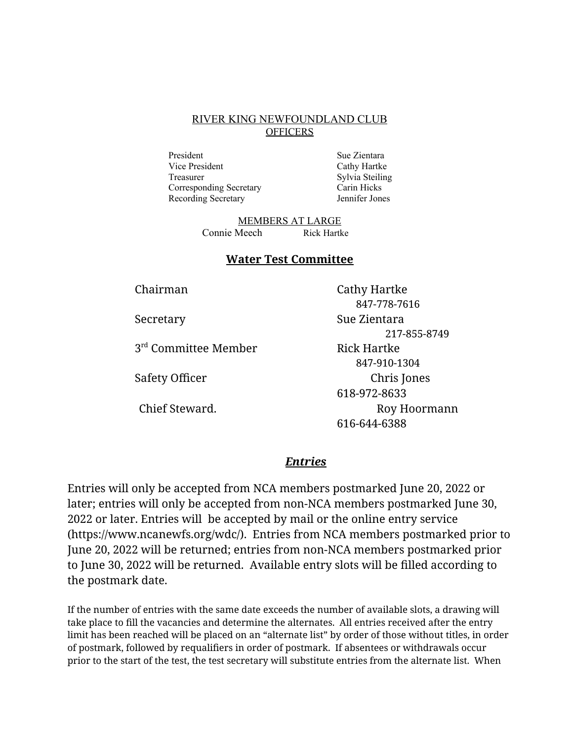## RIVER KING NEWFOUNDLAND CLUB
## OFFICERS

| | |
|---|---|
| President | Sue Zientara |
| Vice President | Cathy Hartke |
| Treasurer | Sylvia Steiling |
| Corresponding Secretary | Carin Hicks |
| Recording Secretary | Jennifer Jones |

### MEMBERS AT LARGE

Connie Meech Rick Hartke

## Water Test Committee

| | |
|---|---|
| Chairman | Cathy Hartke<br>847-778-7616 |
| Secretary | Sue Zientara<br>217-855-8749 |
| 3rd Committee Member | Rick Hartke<br>847-910-1304 |
| Safety Officer | Chris Jones<br>618-972-8633 |
| Chief Steward. | Roy Hoormann<br>616-644-6388 |

## *Entries*

Entries will only be accepted from NCA members postmarked June 20, 2022 or later; entries will only be accepted from non-NCA members postmarked June 30, 2022 or later. Entries will be accepted by mail or the online entry service (https://www.ncanewfs.org/wdc/). Entries from NCA members postmarked prior to June 20, 2022 will be returned; entries from non-NCA members postmarked prior to June 30, 2022 will be returned. Available entry slots will be filled according to the postmark date.

If the number of entries with the same date exceeds the number of available slots, a drawing will take place to fill the vacancies and determine the alternates. All entries received after the entry limit has been reached will be placed on an "alternate list" by order of those without titles, in order of postmark, followed by requalifiers in order of postmark. If absentees or withdrawals occur prior to the start of the test, the test secretary will substitute entries from the alternate list. When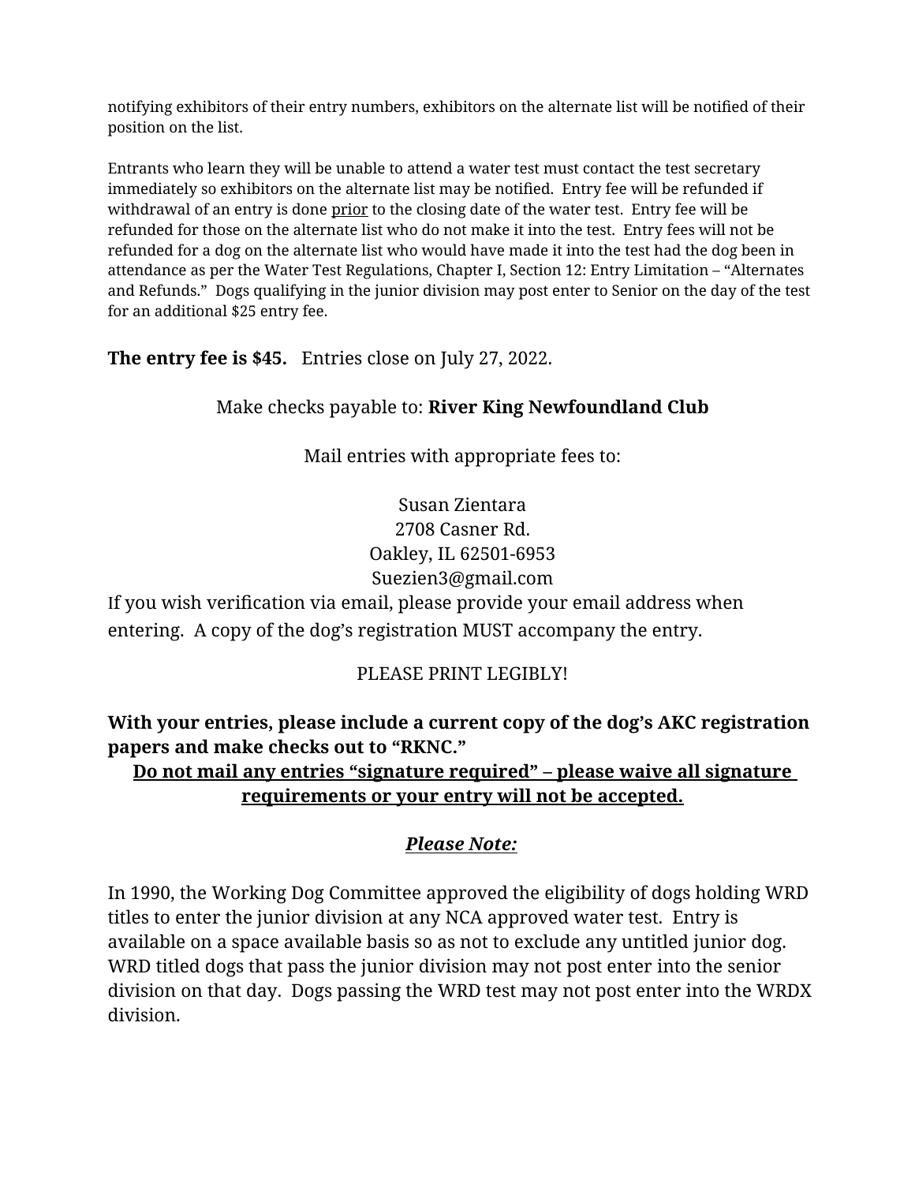notifying exhibitors of their entry numbers, exhibitors on the alternate list will be notified of their position on the list.

Entrants who learn they will be unable to attend a water test must contact the test secretary immediately so exhibitors on the alternate list may be notified. Entry fee will be refunded if withdrawal of an entry is done <u>prior</u> to the closing date of the water test. Entry fee will be refunded for those on the alternate list who do not make it into the test. Entry fees will not be refunded for a dog on the alternate list who would have made it into the test had the dog been in attendance as per the Water Test Regulations, Chapter I, Section 12: Entry Limitation – "Alternates and Refunds." Dogs qualifying in the junior division may post enter to Senior on the day of the test for an additional $25 entry fee.

**The entry fee is $45.** Entries close on July 27, 2022.

Make checks payable to: **River King Newfoundland Club**

Mail entries with appropriate fees to:

Susan Zientara
2708 Casner Rd.
Oakley, IL 62501-6953
Suezien3@gmail.com

If you wish verification via email, please provide your email address when entering. A copy of the dog's registration MUST accompany the entry.

PLEASE PRINT LEGIBLY!

**With your entries, please include a current copy of the dog's AKC registration papers and make checks out to "RKNC."**

<u>**Do not mail any entries "signature required" – please waive all signature requirements or your entry will not be accepted.**</u>

<u>***Please Note:***</u>

In 1990, the Working Dog Committee approved the eligibility of dogs holding WRD titles to enter the junior division at any NCA approved water test. Entry is available on a space available basis so as not to exclude any untitled junior dog. WRD titled dogs that pass the junior division may not post enter into the senior division on that day. Dogs passing the WRD test may not post enter into the WRDX division.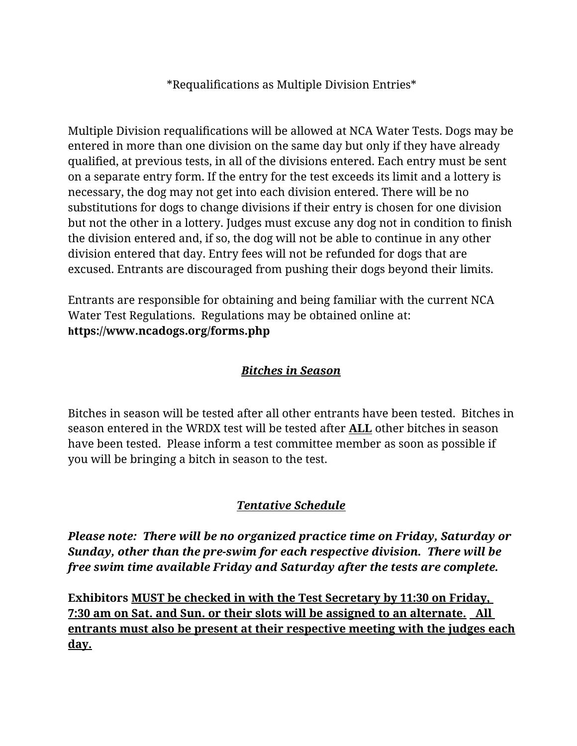*Requalifications as Multiple Division Entries*

Multiple Division requalifications will be allowed at NCA Water Tests. Dogs may be entered in more than one division on the same day but only if they have already qualified, at previous tests, in all of the divisions entered. Each entry must be sent on a separate entry form. If the entry for the test exceeds its limit and a lottery is necessary, the dog may not get into each division entered. There will be no substitutions for dogs to change divisions if their entry is chosen for one division but not the other in a lottery. Judges must excuse any dog not in condition to finish the division entered and, if so, the dog will not be able to continue in any other division entered that day. Entry fees will not be refunded for dogs that are excused. Entrants are discouraged from pushing their dogs beyond their limits.

Entrants are responsible for obtaining and being familiar with the current NCA Water Test Regulations. Regulations may be obtained online at: **https://www.ncadogs.org/forms.php**

## ***Bitches in Season***

Bitches in season will be tested after all other entrants have been tested. Bitches in season entered in the WRDX test will be tested after **ALL** other bitches in season have been tested. Please inform a test committee member as soon as possible if you will be bringing a bitch in season to the test.

## ***Tentative Schedule***

***Please note: There will be no organized practice time on Friday, Saturday or Sunday, other than the pre-swim for each respective division. There will be free swim time available Friday and Saturday after the tests are complete.***

**Exhibitors MUST be checked in with the Test Secretary by 11:30 on Friday, 7:30 am on Sat. and Sun. or their slots will be assigned to an alternate. All entrants must also be present at their respective meeting with the judges each day.**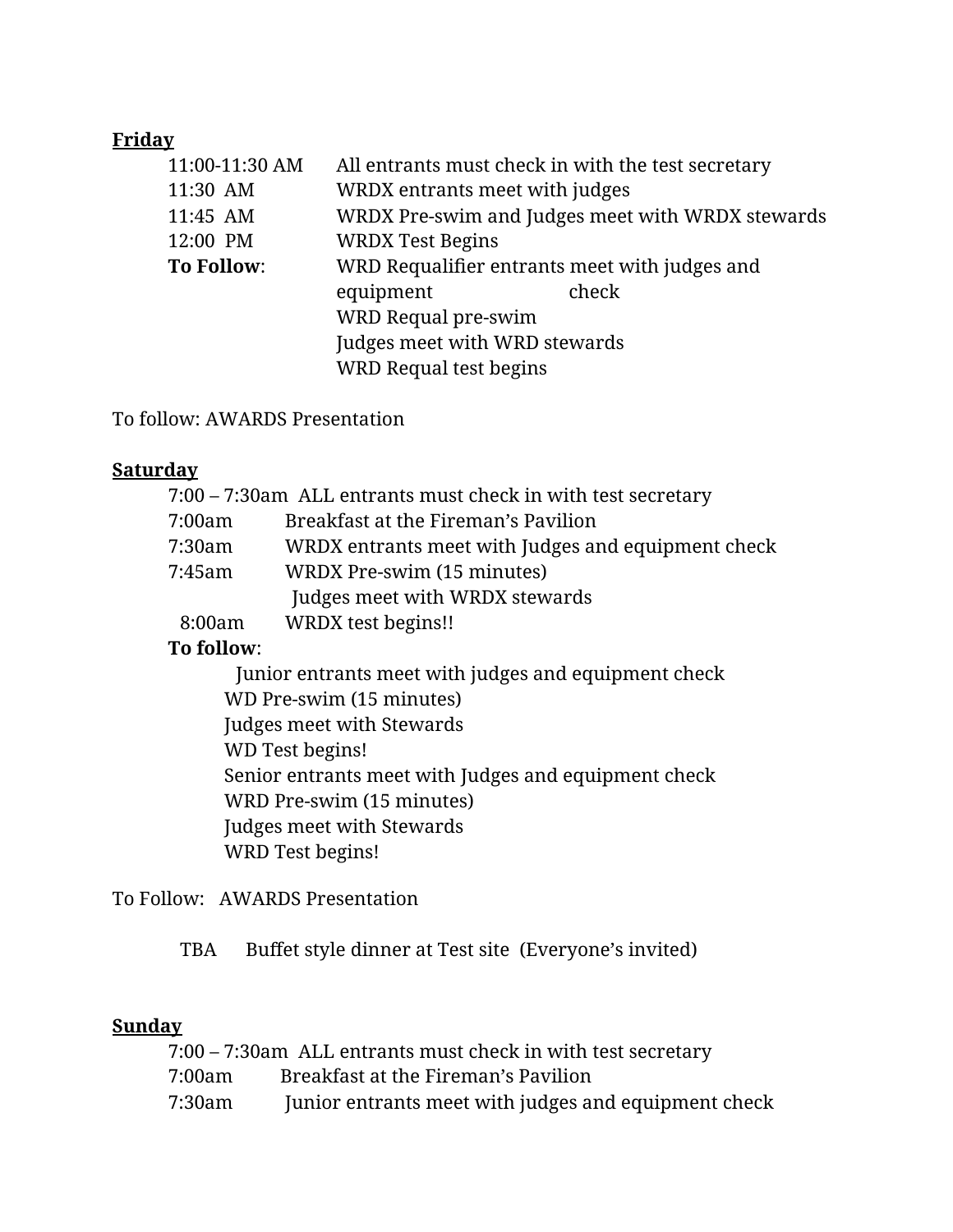**Friday**

| | |
|---|---|
| 11:00-11:30 AM | All entrants must check in with the test secretary |
| 11:30 AM | WRDX entrants meet with judges |
| 11:45 AM | WRDX Pre-swim and Judges meet with WRDX stewards |
| 12:00 PM | WRDX Test Begins |
| **To Follow**: | WRD Requalifier entrants meet with judges and equipment check |
| | WRD Requal pre-swim |
| | Judges meet with WRD stewards |
| | WRD Requal test begins |

To follow: AWARDS Presentation

**Saturday**

| | |
|---|---|
| 7:00 – 7:30am | ALL entrants must check in with test secretary |
| 7:00am | Breakfast at the Fireman's Pavilion |
| 7:30am | WRDX entrants meet with Judges and equipment check |
| 7:45am | WRDX Pre-swim (15 minutes) |
| | Judges meet with WRDX stewards |
| 8:00am | WRDX test begins!! |

**To follow**:

- Junior entrants meet with judges and equipment check
- WD Pre-swim (15 minutes)
- Judges meet with Stewards
- WD Test begins!
- Senior entrants meet with Judges and equipment check
- WRD Pre-swim (15 minutes)
- Judges meet with Stewards
- WRD Test begins!

To Follow: AWARDS Presentation

TBA Buffet style dinner at Test site (Everyone's invited)

**Sunday**

| | |
|---|---|
| 7:00 – 7:30am | ALL entrants must check in with test secretary |
| 7:00am | Breakfast at the Fireman's Pavilion |
| 7:30am | Junior entrants meet with judges and equipment check |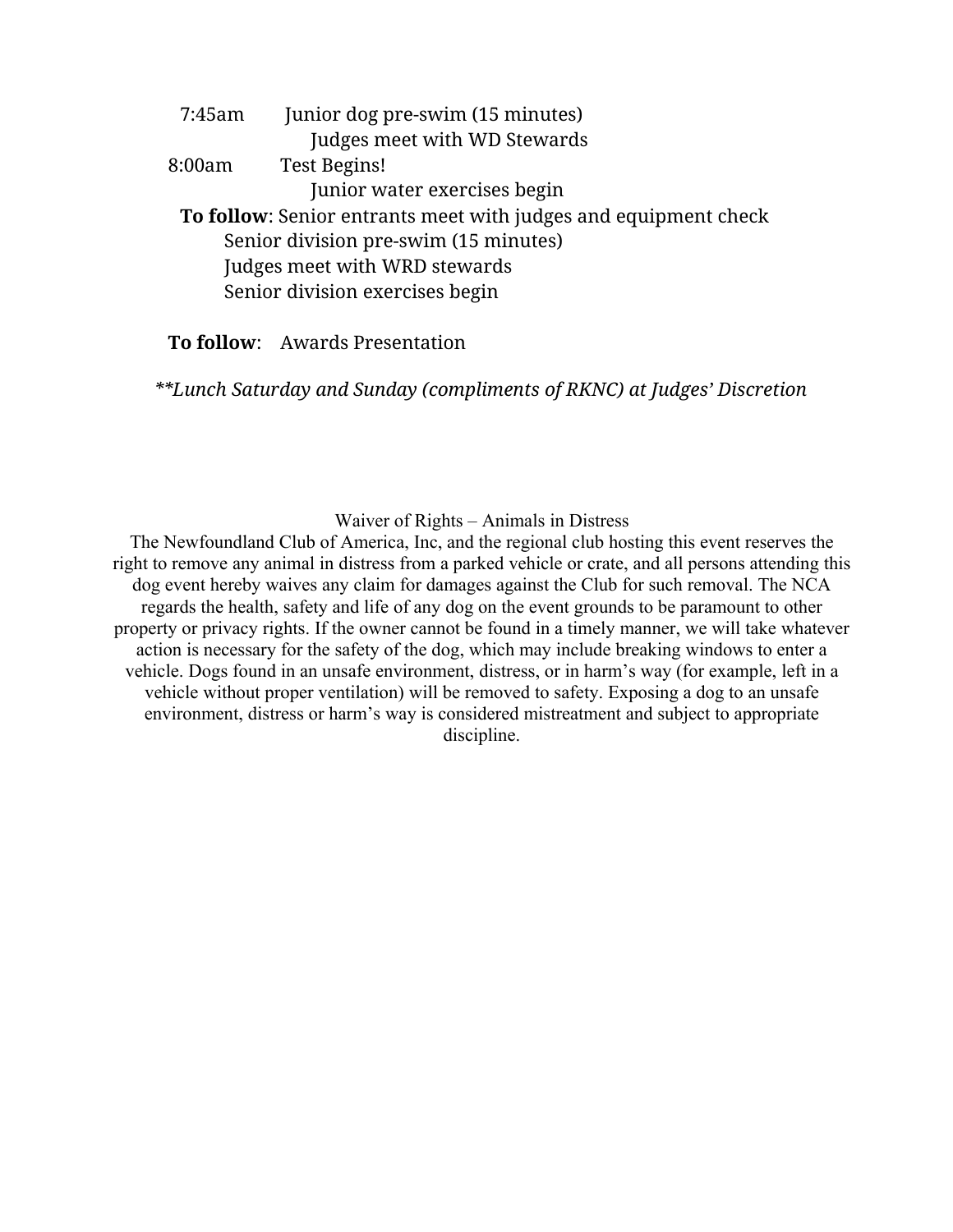7:45am Junior dog pre-swim (15 minutes)
Judges meet with WD Stewards

8:00am Test Begins!
Junior water exercises begin

**To follow**: Senior entrants meet with judges and equipment check
Senior division pre-swim (15 minutes)
Judges meet with WRD stewards
Senior division exercises begin

**To follow**: Awards Presentation

*\*\*Lunch Saturday and Sunday (compliments of RKNC) at Judges' Discretion*

Waiver of Rights – Animals in Distress

The Newfoundland Club of America, Inc, and the regional club hosting this event reserves the right to remove any animal in distress from a parked vehicle or crate, and all persons attending this dog event hereby waives any claim for damages against the Club for such removal. The NCA regards the health, safety and life of any dog on the event grounds to be paramount to other property or privacy rights. If the owner cannot be found in a timely manner, we will take whatever action is necessary for the safety of the dog, which may include breaking windows to enter a vehicle. Dogs found in an unsafe environment, distress, or in harm's way (for example, left in a vehicle without proper ventilation) will be removed to safety. Exposing a dog to an unsafe environment, distress or harm's way is considered mistreatment and subject to appropriate discipline.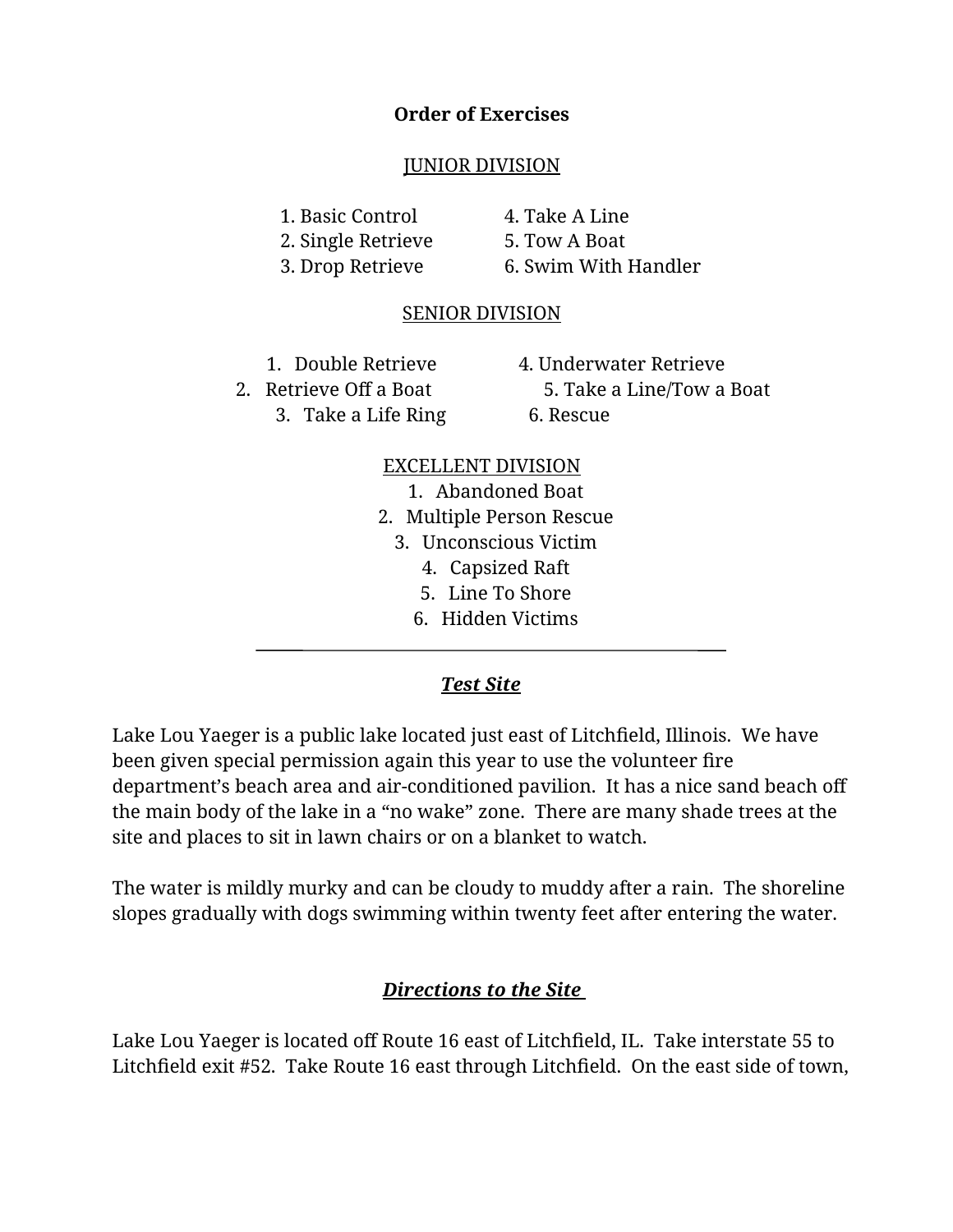**Order of Exercises**

JUNIOR DIVISION

1. Basic Control
2. Single Retrieve
3. Drop Retrieve
4. Take A Line
5. Tow A Boat
6. Swim With Handler

SENIOR DIVISION

1. Double Retrieve
2. Retrieve Off a Boat
3. Take a Life Ring
4. Underwater Retrieve
5. Take a Line/Tow a Boat
6. Rescue

EXCELLENT DIVISION

1. Abandoned Boat
2. Multiple Person Rescue
3. Unconscious Victim
4. Capsized Raft
5. Line To Shore
6. Hidden Victims

---

## ***Test Site***

Lake Lou Yaeger is a public lake located just east of Litchfield, Illinois. We have been given special permission again this year to use the volunteer fire department's beach area and air-conditioned pavilion. It has a nice sand beach off the main body of the lake in a "no wake" zone. There are many shade trees at the site and places to sit in lawn chairs or on a blanket to watch.

The water is mildly murky and can be cloudy to muddy after a rain. The shoreline slopes gradually with dogs swimming within twenty feet after entering the water.

## ***Directions to the Site***

Lake Lou Yaeger is located off Route 16 east of Litchfield, IL. Take interstate 55 to Litchfield exit #52. Take Route 16 east through Litchfield. On the east side of town,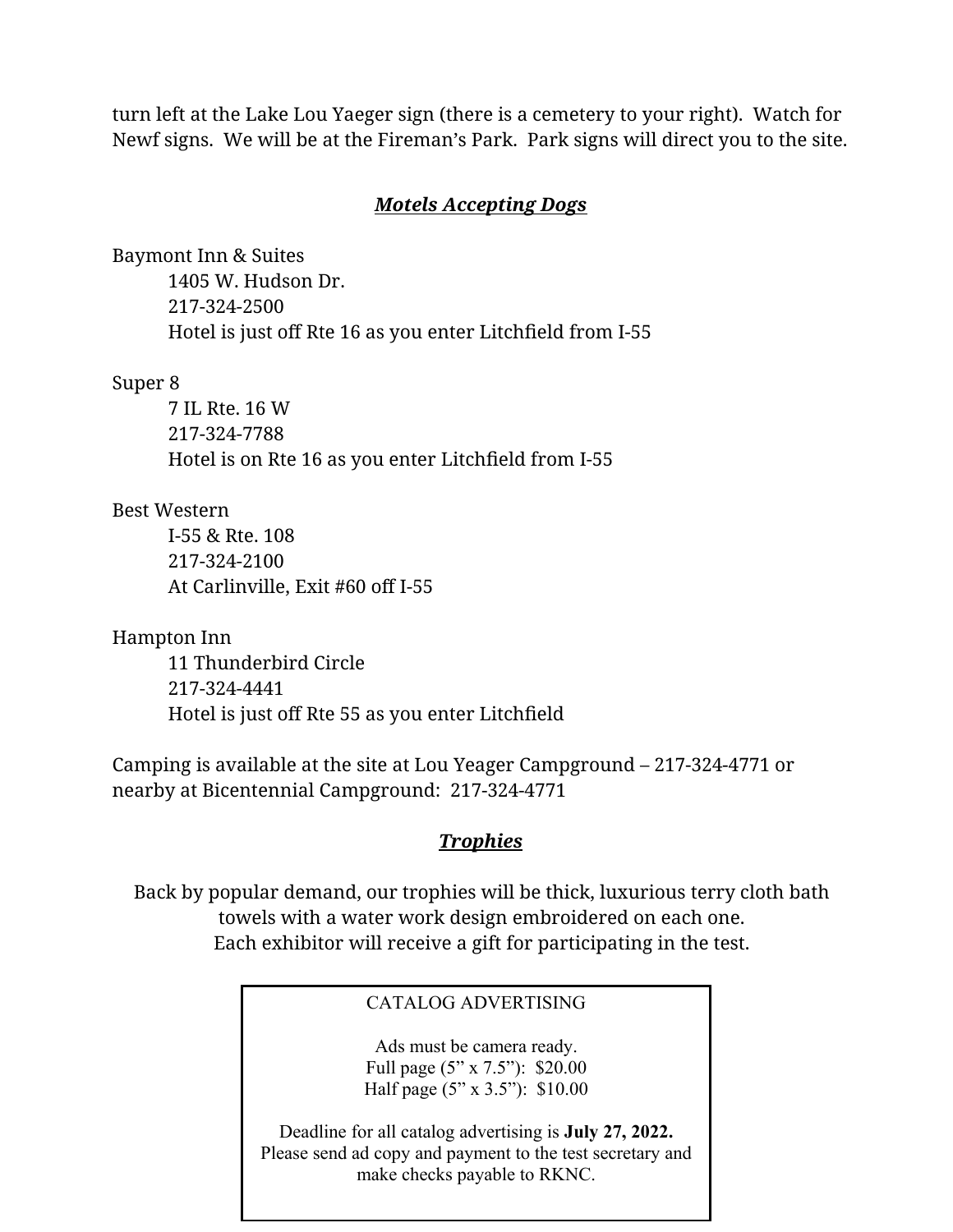turn left at the Lake Lou Yaeger sign (there is a cemetery to your right). Watch for Newf signs. We will be at the Fireman's Park. Park signs will direct you to the site.

## ***Motels Accepting Dogs***

Baymont Inn & Suites
1405 W. Hudson Dr.
217-324-2500
Hotel is just off Rte 16 as you enter Litchfield from I-55

Super 8
7 IL Rte. 16 W
217-324-7788
Hotel is on Rte 16 as you enter Litchfield from I-55

Best Western
I-55 & Rte. 108
217-324-2100
At Carlinville, Exit #60 off I-55

Hampton Inn
11 Thunderbird Circle
217-324-4441
Hotel is just off Rte 55 as you enter Litchfield

Camping is available at the site at Lou Yeager Campground – 217-324-4771 or nearby at Bicentennial Campground: 217-324-4771

## ***Trophies***

Back by popular demand, our trophies will be thick, luxurious terry cloth bath towels with a water work design embroidered on each one.
Each exhibitor will receive a gift for participating in the test.

CATALOG ADVERTISING

Ads must be camera ready.
Full page (5" x 7.5"): $20.00
Half page (5" x 3.5"): $10.00

Deadline for all catalog advertising is **July 27, 2022.**
Please send ad copy and payment to the test secretary and make checks payable to RKNC.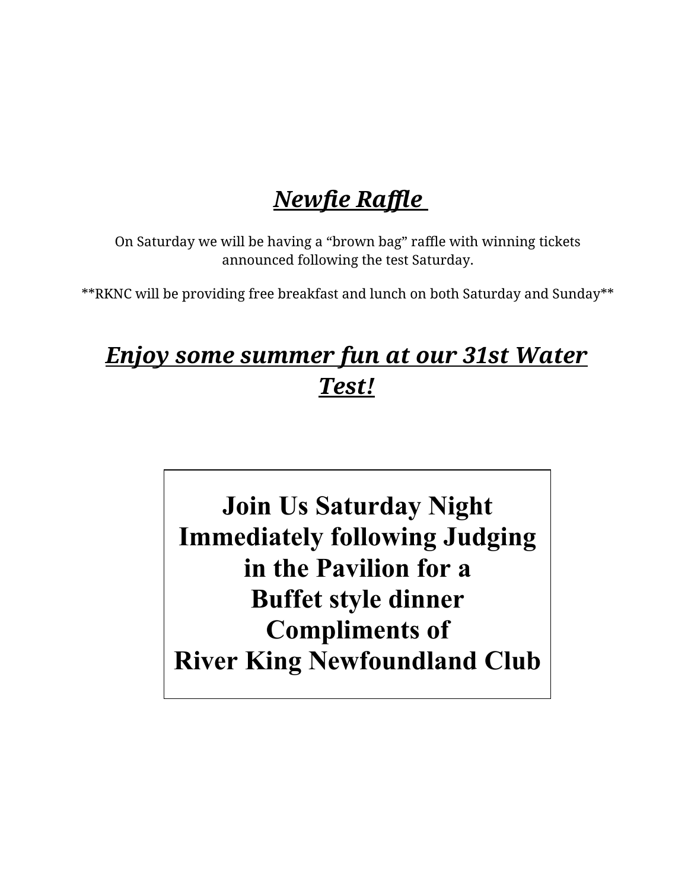## ***Newfie Raffle***

On Saturday we will be having a "brown bag" raffle with winning tickets announced following the test Saturday.

**RKNC will be providing free breakfast and lunch on both Saturday and Sunday**

## ***Enjoy some summer fun at our 31st Water Test!***

**Join Us Saturday Night**
**Immediately following Judging**
**in the Pavilion for a**
**Buffet style dinner**
**Compliments of**
**River King Newfoundland Club**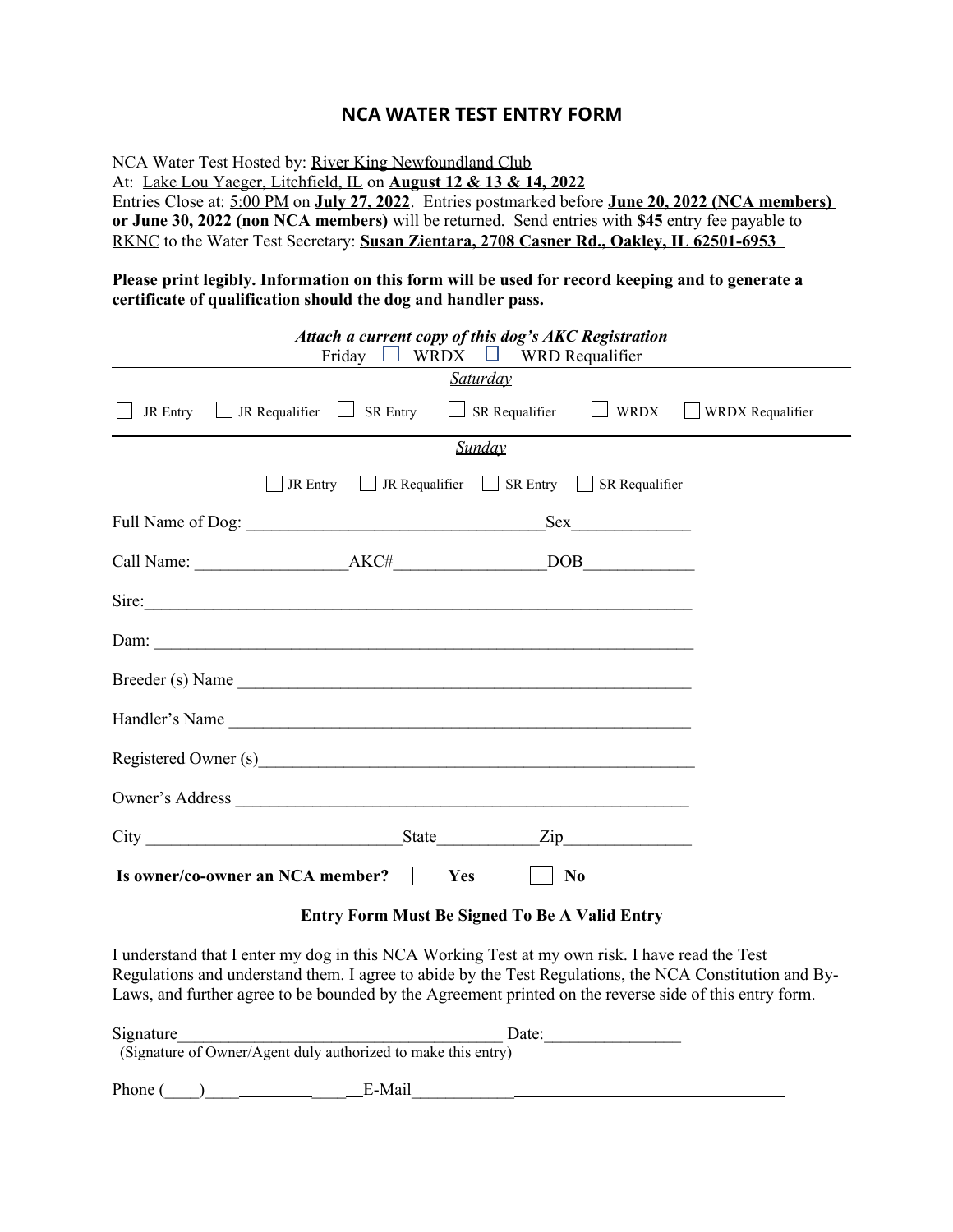# NCA WATER TEST ENTRY FORM

NCA Water Test Hosted by: River King Newfoundland Club
At: Lake Lou Yaeger, Litchfield, IL on **August 12 & 13 & 14, 2022**
Entries Close at: 5:00 PM on **July 27, 2022**. Entries postmarked before **June 20, 2022 (NCA members) or June 30, 2022 (non NCA members)** will be returned. Send entries with **$45** entry fee payable to RKNC to the Water Test Secretary: **Susan Zientara, 2708 Casner Rd., Oakley, IL 62501-6953**

**Please print legibly. Information on this form will be used for record keeping and to generate a certificate of qualification should the dog and handler pass.**

***Attach a current copy of this dog's AKC Registration***

Friday ☐ WRDX ☐ WRD Requalifier

*Saturday*

☐ JR Entry ☐ JR Requalifier ☐ SR Entry ☐ SR Requalifier ☐ WRDX ☐ WRDX Requalifier

*Sunday*

☐ JR Entry ☐ JR Requalifier ☐ SR Entry ☐ SR Requalifier

Full Name of Dog: ___________________________________ Sex______________

Call Name: __________________ AKC#_________________ DOB_____________

Sire:________________________________________________________________

Dam: ________________________________________________________________

Breeder (s) Name ______________________________________________________

Handler's Name ________________________________________________________

Registered Owner (s)____________________________________________________

Owner's Address _______________________________________________________

City ______________________________ State____________ Zip_______________

**Is owner/co-owner an NCA member?** ☐ **Yes** ☐ **No**

**Entry Form Must Be Signed To Be A Valid Entry**

I understand that I enter my dog in this NCA Working Test at my own risk. I have read the Test Regulations and understand them. I agree to abide by the Test Regulations, the NCA Constitution and By-Laws, and further agree to be bounded by the Agreement printed on the reverse side of this entry form.

Signature______________________________________ Date:________________
(Signature of Owner/Agent duly authorized to make this entry)

Phone (____)________________ E-Mail____________________________________________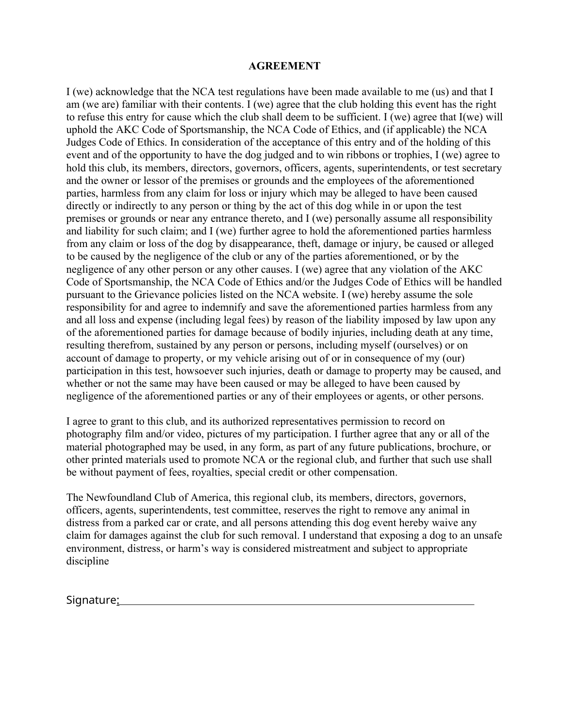# AGREEMENT

I (we) acknowledge that the NCA test regulations have been made available to me (us) and that I am (we are) familiar with their contents. I (we) agree that the club holding this event has the right to refuse this entry for cause which the club shall deem to be sufficient. I (we) agree that I(we) will uphold the AKC Code of Sportsmanship, the NCA Code of Ethics, and (if applicable) the NCA Judges Code of Ethics. In consideration of the acceptance of this entry and of the holding of this event and of the opportunity to have the dog judged and to win ribbons or trophies, I (we) agree to hold this club, its members, directors, governors, officers, agents, superintendents, or test secretary and the owner or lessor of the premises or grounds and the employees of the aforementioned parties, harmless from any claim for loss or injury which may be alleged to have been caused directly or indirectly to any person or thing by the act of this dog while in or upon the test premises or grounds or near any entrance thereto, and I (we) personally assume all responsibility and liability for such claim; and I (we) further agree to hold the aforementioned parties harmless from any claim or loss of the dog by disappearance, theft, damage or injury, be caused or alleged to be caused by the negligence of the club or any of the parties aforementioned, or by the negligence of any other person or any other causes. I (we) agree that any violation of the AKC Code of Sportsmanship, the NCA Code of Ethics and/or the Judges Code of Ethics will be handled pursuant to the Grievance policies listed on the NCA website. I (we) hereby assume the sole responsibility for and agree to indemnify and save the aforementioned parties harmless from any and all loss and expense (including legal fees) by reason of the liability imposed by law upon any of the aforementioned parties for damage because of bodily injuries, including death at any time, resulting therefrom, sustained by any person or persons, including myself (ourselves) or on account of damage to property, or my vehicle arising out of or in consequence of my (our) participation in this test, howsoever such injuries, death or damage to property may be caused, and whether or not the same may have been caused or may be alleged to have been caused by negligence of the aforementioned parties or any of their employees or agents, or other persons.

I agree to grant to this club, and its authorized representatives permission to record on photography film and/or video, pictures of my participation. I further agree that any or all of the material photographed may be used, in any form, as part of any future publications, brochure, or other printed materials used to promote NCA or the regional club, and further that such use shall be without payment of fees, royalties, special credit or other compensation.

The Newfoundland Club of America, this regional club, its members, directors, governors, officers, agents, superintendents, test committee, reserves the right to remove any animal in distress from a parked car or crate, and all persons attending this dog event hereby waive any claim for damages against the club for such removal. I understand that exposing a dog to an unsafe environment, distress, or harm's way is considered mistreatment and subject to appropriate discipline

Signature:\_\_\_\_\_\_\_\_\_\_\_\_\_\_\_\_\_\_\_\_\_\_\_\_\_\_\_\_\_\_\_\_\_\_\_\_\_\_\_\_\_\_\_\_\_\_\_\_\_\_\_\_\_\_\_\_\_\_\_\_\_\_\_\_